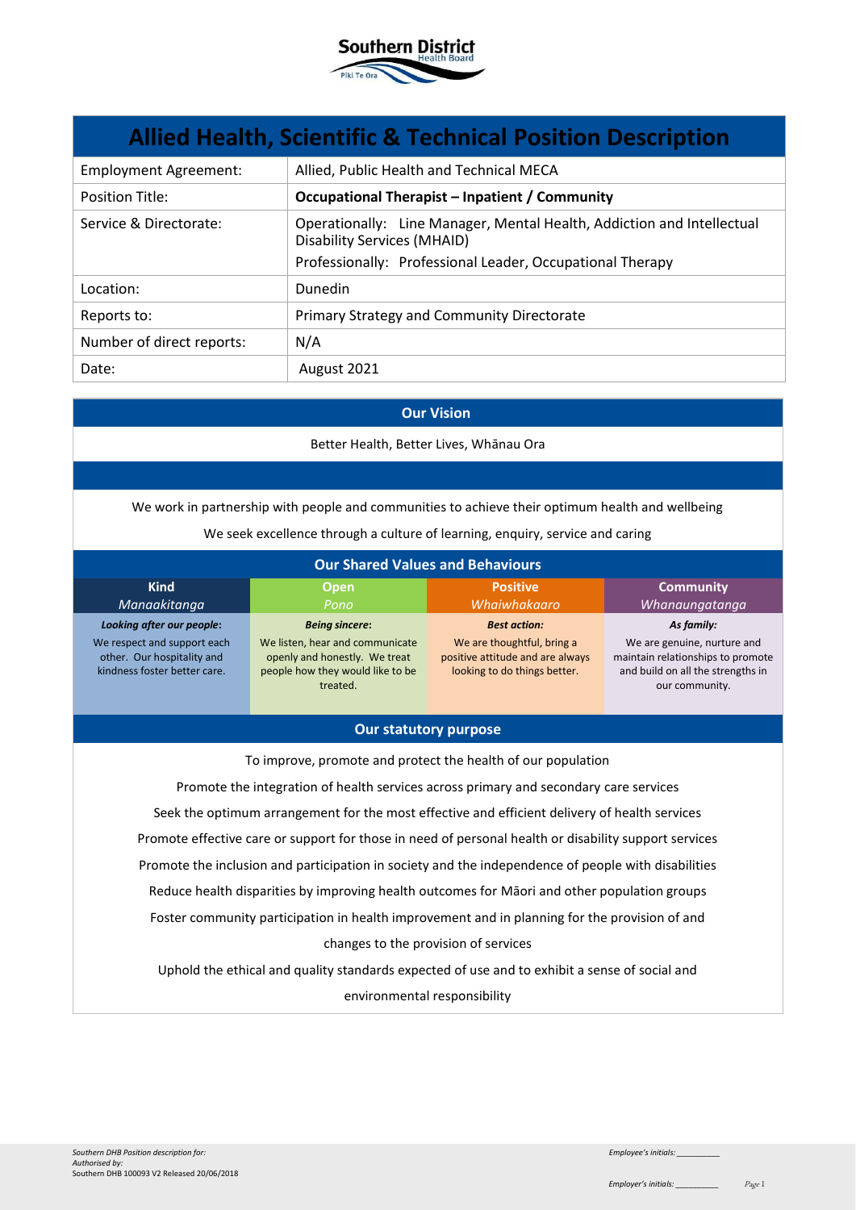Southern District Health Board
Piki Te Ora

# Allied Health, Scientific & Technical Position Description

| | |
|---|---|
| Employment Agreement: | Allied, Public Health and Technical MECA |
| Position Title: | **Occupational Therapist – Inpatient / Community** |
| Service & Directorate: | Operationally: Line Manager, Mental Health, Addiction and Intellectual Disability Services (MHAID)<br>Professionally: Professional Leader, Occupational Therapy |
| Location: | Dunedin |
| Reports to: | Primary Strategy and Community Directorate |
| Number of direct reports: | N/A |
| Date: | August 2021 |

## Our Vision

Better Health, Better Lives, Whānau Ora

We work in partnership with people and communities to achieve their optimum health and wellbeing

We seek excellence through a culture of learning, enquiry, service and caring

## Our Shared Values and Behaviours

| Kind<br>*Manaakitanga* | Open<br>*Pono* | Positive<br>*Whaiwhakaaro* | Community<br>*Whanaungatanga* |
|---|---|---|---|
| ***Looking after our people:***<br>We respect and support each other. Our hospitality and kindness foster better care. | ***Being sincere:***<br>We listen, hear and communicate openly and honestly. We treat people how they would like to be treated. | ***Best action:***<br>We are thoughtful, bring a positive attitude and are always looking to do things better. | ***As family:***<br>We are genuine, nurture and maintain relationships to promote and build on all the strengths in our community. |

## Our statutory purpose

To improve, promote and protect the health of our population

Promote the integration of health services across primary and secondary care services

Seek the optimum arrangement for the most effective and efficient delivery of health services

Promote effective care or support for those in need of personal health or disability support services

Promote the inclusion and participation in society and the independence of people with disabilities

Reduce health disparities by improving health outcomes for Māori and other population groups

Foster community participation in health improvement and in planning for the provision of and changes to the provision of services

Uphold the ethical and quality standards expected of use and to exhibit a sense of social and environmental responsibility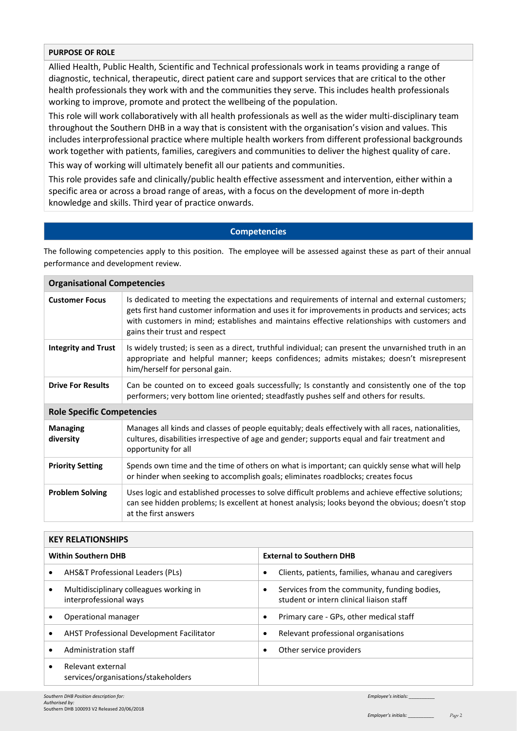## PURPOSE OF ROLE

Allied Health, Public Health, Scientific and Technical professionals work in teams providing a range of diagnostic, technical, therapeutic, direct patient care and support services that are critical to the other health professionals they work with and the communities they serve. This includes health professionals working to improve, promote and protect the wellbeing of the population.

This role will work collaboratively with all health professionals as well as the wider multi-disciplinary team throughout the Southern DHB in a way that is consistent with the organisation's vision and values. This includes interprofessional practice where multiple health workers from different professional backgrounds work together with patients, families, caregivers and communities to deliver the highest quality of care.

This way of working will ultimately benefit all our patients and communities.

This role provides safe and clinically/public health effective assessment and intervention, either within a specific area or across a broad range of areas, with a focus on the development of more in-depth knowledge and skills. Third year of practice onwards.

## Competencies

The following competencies apply to this position. The employee will be assessed against these as part of their annual performance and development review.

| **Organisational Competencies** | |
|---|---|
| **Customer Focus** | Is dedicated to meeting the expectations and requirements of internal and external customers; gets first hand customer information and uses it for improvements in products and services; acts with customers in mind; establishes and maintains effective relationships with customers and gains their trust and respect |
| **Integrity and Trust** | Is widely trusted; is seen as a direct, truthful individual; can present the unvarnished truth in an appropriate and helpful manner; keeps confidences; admits mistakes; doesn't misrepresent him/herself for personal gain. |
| **Drive For Results** | Can be counted on to exceed goals successfully; Is constantly and consistently one of the top performers; very bottom line oriented; steadfastly pushes self and others for results. |
| **Role Specific Competencies** | |
| **Managing diversity** | Manages all kinds and classes of people equitably; deals effectively with all races, nationalities, cultures, disabilities irrespective of age and gender; supports equal and fair treatment and opportunity for all |
| **Priority Setting** | Spends own time and the time of others on what is important; can quickly sense what will help or hinder when seeking to accomplish goals; eliminates roadblocks; creates focus |
| **Problem Solving** | Uses logic and established processes to solve difficult problems and achieve effective solutions; can see hidden problems; Is excellent at honest analysis; looks beyond the obvious; doesn't stop at the first answers |

## KEY RELATIONSHIPS

| **Within Southern DHB** | **External to Southern DHB** |
|---|---|
| • AHS&T Professional Leaders (PLs) | • Clients, patients, families, whanau and caregivers |
| • Multidisciplinary colleagues working in interprofessional ways | • Services from the community, funding bodies, student or intern clinical liaison staff |
| • Operational manager | • Primary care - GPs, other medical staff |
| • AHST Professional Development Facilitator | • Relevant professional organisations |
| • Administration staff | • Other service providers |
| • Relevant external services/organisations/stakeholders | |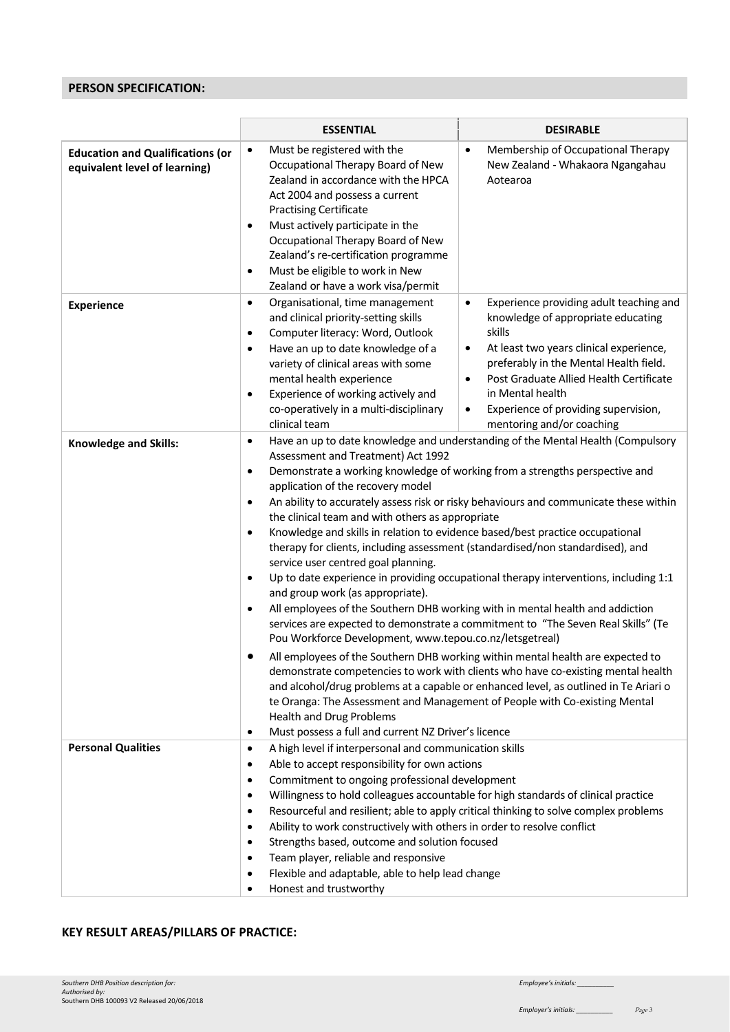## PERSON SPECIFICATION:

| | ESSENTIAL | DESIRABLE |
|---|---|---|
| **Education and Qualifications (or equivalent level of learning)** | • Must be registered with the Occupational Therapy Board of New Zealand in accordance with the HPCA Act 2004 and possess a current Practising Certificate<br>• Must actively participate in the Occupational Therapy Board of New Zealand's re-certification programme<br>• Must be eligible to work in New Zealand or have a work visa/permit | • Membership of Occupational Therapy New Zealand - Whakaora Ngangahau Aotearoa |
| **Experience** | • Organisational, time management and clinical priority-setting skills<br>• Computer literacy: Word, Outlook<br>• Have an up to date knowledge of a variety of clinical areas with some mental health experience<br>• Experience of working actively and co-operatively in a multi-disciplinary clinical team | • Experience providing adult teaching and knowledge of appropriate educating skills<br>• At least two years clinical experience, preferably in the Mental Health field.<br>• Post Graduate Allied Health Certificate in Mental health<br>• Experience of providing supervision, mentoring and/or coaching |
| **Knowledge and Skills:** | • Have an up to date knowledge and understanding of the Mental Health (Compulsory Assessment and Treatment) Act 1992<br>• Demonstrate a working knowledge of working from a strengths perspective and application of the recovery model<br>• An ability to accurately assess risk or risky behaviours and communicate these within the clinical team and with others as appropriate<br>• Knowledge and skills in relation to evidence based/best practice occupational therapy for clients, including assessment (standardised/non standardised), and service user centred goal planning.<br>• Up to date experience in providing occupational therapy interventions, including 1:1 and group work (as appropriate).<br>• All employees of the Southern DHB working with in mental health and addiction services are expected to demonstrate a commitment to "The Seven Real Skills" (Te Pou Workforce Development, www.tepou.co.nz/letsgetreal)<br>• All employees of the Southern DHB working within mental health are expected to demonstrate competencies to work with clients who have co-existing mental health and alcohol/drug problems at a capable or enhanced level, as outlined in Te Ariari o te Oranga: The Assessment and Management of People with Co-existing Mental Health and Drug Problems<br>• Must possess a full and current NZ Driver's licence | |
| **Personal Qualities** | • A high level if interpersonal and communication skills<br>• Able to accept responsibility for own actions<br>• Commitment to ongoing professional development<br>• Willingness to hold colleagues accountable for high standards of clinical practice<br>• Resourceful and resilient; able to apply critical thinking to solve complex problems<br>• Ability to work constructively with others in order to resolve conflict<br>• Strengths based, outcome and solution focused<br>• Team player, reliable and responsive<br>• Flexible and adaptable, able to help lead change<br>• Honest and trustworthy | |

## KEY RESULT AREAS/PILLARS OF PRACTICE: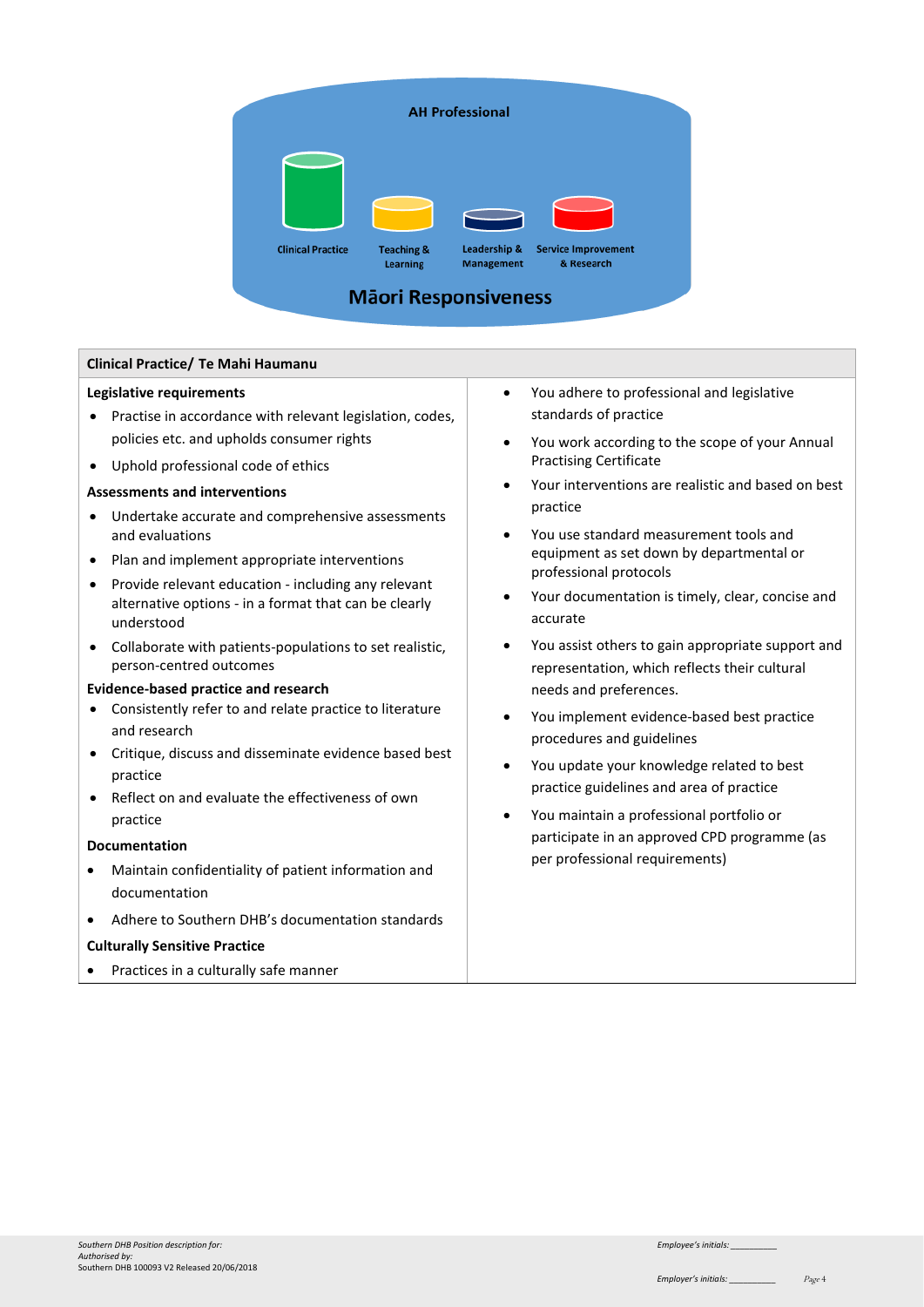AH Professional

Clinical Practice | Teaching & Learning | Leadership & Management | Service Improvement & Research

**Māori Responsiveness**

| Clinical Practice/ Te Mahi Haumanu | |
|---|---|
| **Legislative requirements**<br>• Practise in accordance with relevant legislation, codes, policies etc. and upholds consumer rights<br>• Uphold professional code of ethics<br>**Assessments and interventions**<br>• Undertake accurate and comprehensive assessments and evaluations<br>• Plan and implement appropriate interventions<br>• Provide relevant education - including any relevant alternative options - in a format that can be clearly understood<br>• Collaborate with patients-populations to set realistic, person-centred outcomes<br>**Evidence-based practice and research**<br>• Consistently refer to and relate practice to literature and research<br>• Critique, discuss and disseminate evidence based best practice<br>• Reflect on and evaluate the effectiveness of own practice<br>**Documentation**<br>• Maintain confidentiality of patient information and documentation<br>• Adhere to Southern DHB's documentation standards<br>**Culturally Sensitive Practice**<br>• Practices in a culturally safe manner | • You adhere to professional and legislative standards of practice<br>• You work according to the scope of your Annual Practising Certificate<br>• Your interventions are realistic and based on best practice<br>• You use standard measurement tools and equipment as set down by departmental or professional protocols<br>• Your documentation is timely, clear, concise and accurate<br>• You assist others to gain appropriate support and representation, which reflects their cultural needs and preferences.<br>• You implement evidence-based best practice procedures and guidelines<br>• You update your knowledge related to best practice guidelines and area of practice<br>• You maintain a professional portfolio or participate in an approved CPD programme (as per professional requirements) |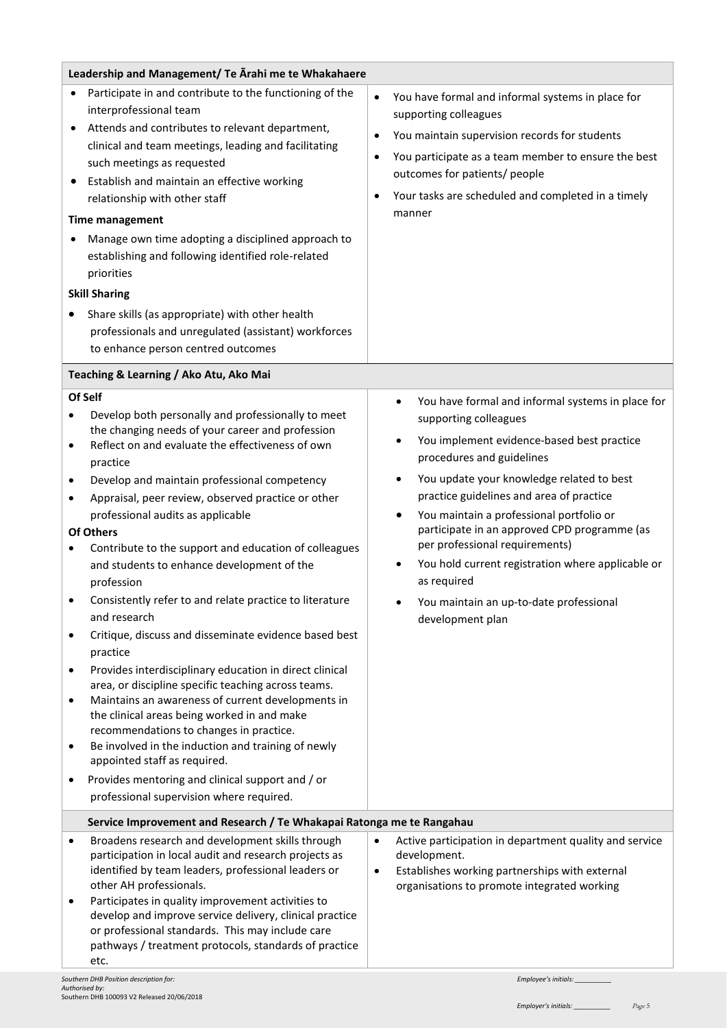| Leadership and Management/ Te Ārahi me te Whakahaere | |
|---|---|
| • Participate in and contribute to the functioning of the interprofessional team<br>• Attends and contributes to relevant department, clinical and team meetings, leading and facilitating such meetings as requested<br>• Establish and maintain an effective working relationship with other staff<br>**Time management**<br>• Manage own time adopting a disciplined approach to establishing and following identified role-related priorities<br>**Skill Sharing**<br>• Share skills (as appropriate) with other health professionals and unregulated (assistant) workforces to enhance person centred outcomes | • You have formal and informal systems in place for supporting colleagues<br>• You maintain supervision records for students<br>• You participate as a team member to ensure the best outcomes for patients/ people<br>• Your tasks are scheduled and completed in a timely manner |
| **Teaching & Learning / Ako Atu, Ako Mai** | |
| **Of Self**<br>• Develop both personally and professionally to meet the changing needs of your career and profession<br>• Reflect on and evaluate the effectiveness of own practice<br>• Develop and maintain professional competency<br>• Appraisal, peer review, observed practice or other professional audits as applicable<br>**Of Others**<br>• Contribute to the support and education of colleagues and students to enhance development of the profession<br>• Consistently refer to and relate practice to literature and research<br>• Critique, discuss and disseminate evidence based best practice<br>• Provides interdisciplinary education in direct clinical area, or discipline specific teaching across teams.<br>• Maintains an awareness of current developments in the clinical areas being worked in and make recommendations to changes in practice.<br>• Be involved in the induction and training of newly appointed staff as required.<br>• Provides mentoring and clinical support and / or professional supervision where required. | • You have formal and informal systems in place for supporting colleagues<br>• You implement evidence-based best practice procedures and guidelines<br>• You update your knowledge related to best practice guidelines and area of practice<br>• You maintain a professional portfolio or participate in an approved CPD programme (as per professional requirements)<br>• You hold current registration where applicable or as required<br>• You maintain an up-to-date professional development plan |
| **Service Improvement and Research / Te Whakapai Ratonga me te Rangahau** | |
| • Broadens research and development skills through participation in local audit and research projects as identified by team leaders, professional leaders or other AH professionals.<br>• Participates in quality improvement activities to develop and improve service delivery, clinical practice or professional standards. This may include care pathways / treatment protocols, standards of practice etc. | • Active participation in department quality and service development.<br>• Establishes working partnerships with external organisations to promote integrated working |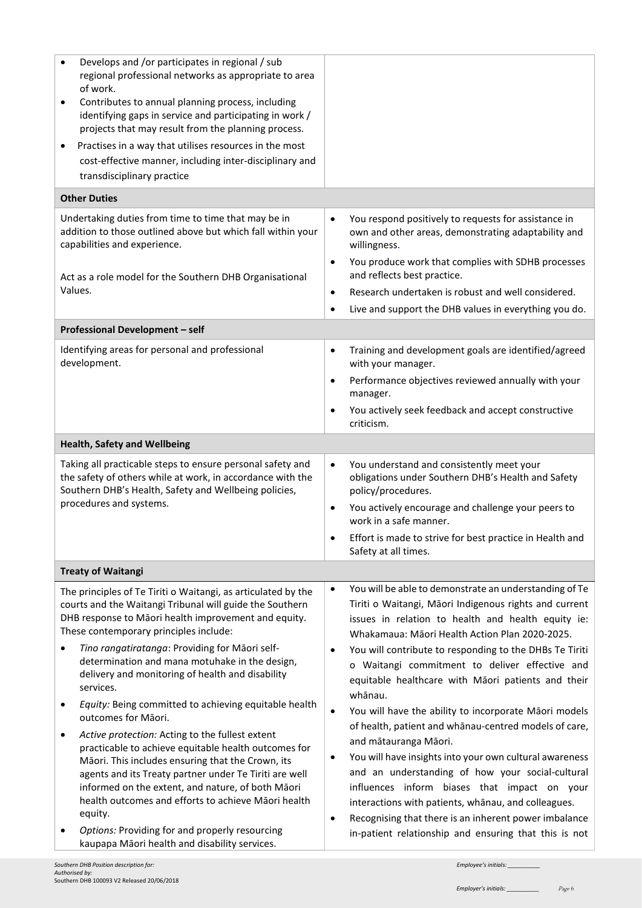| | |
|---|---|
| • Develops and /or participates in regional / sub regional professional networks as appropriate to area of work.<br>• Contributes to annual planning process, including identifying gaps in service and participating in work / projects that may result from the planning process.<br>• Practises in a way that utilises resources in the most cost-effective manner, including inter-disciplinary and transdisciplinary practice | |
| **Other Duties** | |
| Undertaking duties from time to time that may be in addition to those outlined above but which fall within your capabilities and experience.<br><br>Act as a role model for the Southern DHB Organisational Values. | • You respond positively to requests for assistance in own and other areas, demonstrating adaptability and willingness.<br>• You produce work that complies with SDHB processes and reflects best practice.<br>• Research undertaken is robust and well considered.<br>• Live and support the DHB values in everything you do. |
| **Professional Development – self** | |
| Identifying areas for personal and professional development. | • Training and development goals are identified/agreed with your manager.<br>• Performance objectives reviewed annually with your manager.<br>• You actively seek feedback and accept constructive criticism. |
| **Health, Safety and Wellbeing** | |
| Taking all practicable steps to ensure personal safety and the safety of others while at work, in accordance with the Southern DHB's Health, Safety and Wellbeing policies, procedures and systems. | • You understand and consistently meet your obligations under Southern DHB's Health and Safety policy/procedures.<br>• You actively encourage and challenge your peers to work in a safe manner.<br>• Effort is made to strive for best practice in Health and Safety at all times. |
| **Treaty of Waitangi** | |
| The principles of Te Tiriti o Waitangi, as articulated by the courts and the Waitangi Tribunal will guide the Southern DHB response to Māori health improvement and equity. These contemporary principles include:<br>• *Tino rangatiratanga*: Providing for Māori self-determination and mana motuhake in the design, delivery and monitoring of health and disability services.<br>• *Equity:* Being committed to achieving equitable health outcomes for Māori.<br>• *Active protection:* Acting to the fullest extent practicable to achieve equitable health outcomes for Māori. This includes ensuring that the Crown, its agents and its Treaty partner under Te Tiriti are well informed on the extent, and nature, of both Māori health outcomes and efforts to achieve Māori health equity.<br>• *Options:* Providing for and properly resourcing kaupapa Māori health and disability services. | • You will be able to demonstrate an understanding of Te Tiriti o Waitangi, Māori Indigenous rights and current issues in relation to health and health equity ie: Whakamaua: Māori Health Action Plan 2020-2025.<br>• You will contribute to responding to the DHBs Te Tiriti o Waitangi commitment to deliver effective and equitable healthcare with Māori patients and their whānau.<br>• You will have the ability to incorporate Māori models of health, patient and whānau-centred models of care, and mātauranga Māori.<br>• You will have insights into your own cultural awareness and an understanding of how your social-cultural influences inform biases that impact on your interactions with patients, whānau, and colleagues.<br>• Recognising that there is an inherent power imbalance in-patient relationship and ensuring that this is not |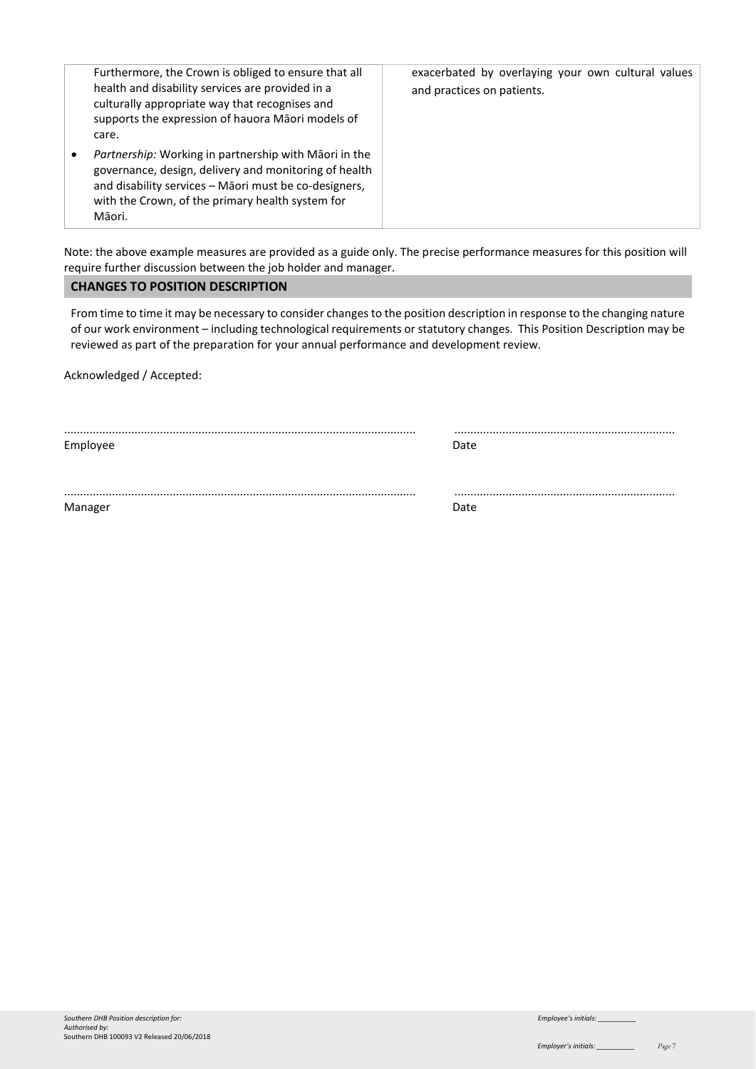| | |
|---|---|
| Furthermore, the Crown is obliged to ensure that all health and disability services are provided in a culturally appropriate way that recognises and supports the expression of hauora Māori models of care.<br>• *Partnership:* Working in partnership with Māori in the governance, design, delivery and monitoring of health and disability services – Māori must be co-designers, with the Crown, of the primary health system for Māori. | exacerbated by overlaying your own cultural values and practices on patients. |

Note: the above example measures are provided as a guide only. The precise performance measures for this position will require further discussion between the job holder and manager.

## CHANGES TO POSITION DESCRIPTION

From time to time it may be necessary to consider changes to the position description in response to the changing nature of our work environment – including technological requirements or statutory changes. This Position Description may be reviewed as part of the preparation for your annual performance and development review.

Acknowledged / Accepted:

............................................................................................................ ....................................................................

Employee Date

............................................................................................................ ....................................................................

Manager Date